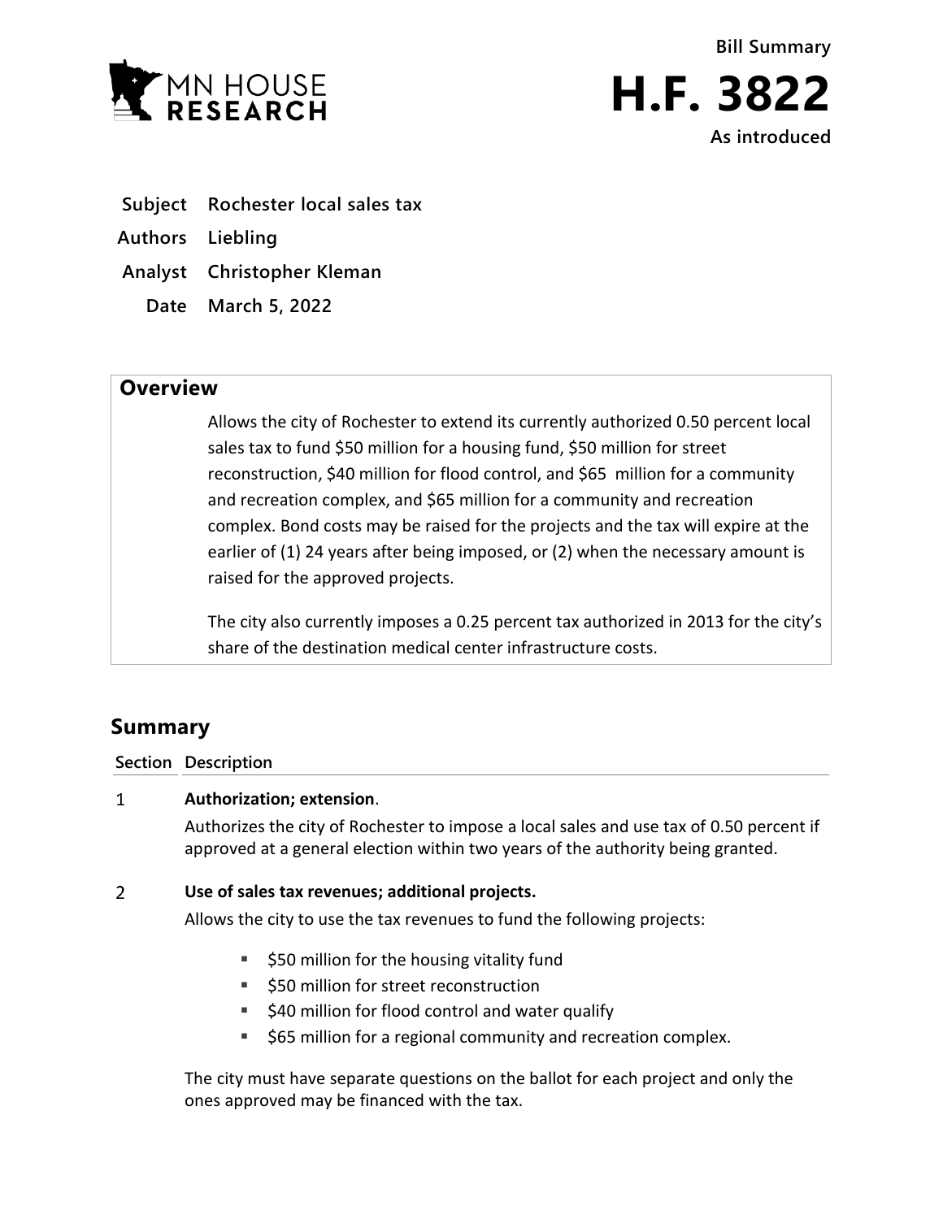MN HOUSE RESEARCH

Bill Summary

# H.F. 3822

As introduced

**Subject** Rochester local sales tax

**Authors** Liebling

**Analyst** Christopher Kleman

**Date** March 5, 2022

## Overview

Allows the city of Rochester to extend its currently authorized 0.50 percent local sales tax to fund $50 million for a housing fund, $50 million for street reconstruction, $40 million for flood control, and $65 million for a community and recreation complex, and $65 million for a community and recreation complex. Bond costs may be raised for the projects and the tax will expire at the earlier of (1) 24 years after being imposed, or (2) when the necessary amount is raised for the approved projects.

The city also currently imposes a 0.25 percent tax authorized in 2013 for the city's share of the destination medical center infrastructure costs.

## Summary

| Section | Description |
|---|---|
| 1 | **Authorization; extension**. Authorizes the city of Rochester to impose a local sales and use tax of 0.50 percent if approved at a general election within two years of the authority being granted. |
| 2 | **Use of sales tax revenues; additional projects.** Allows the city to use the tax revenues to fund the following projects:<br>▪ $50 million for the housing vitality fund<br>▪ $50 million for street reconstruction<br>▪ $40 million for flood control and water qualify<br>▪ $65 million for a regional community and recreation complex.<br><br>The city must have separate questions on the ballot for each project and only the ones approved may be financed with the tax. |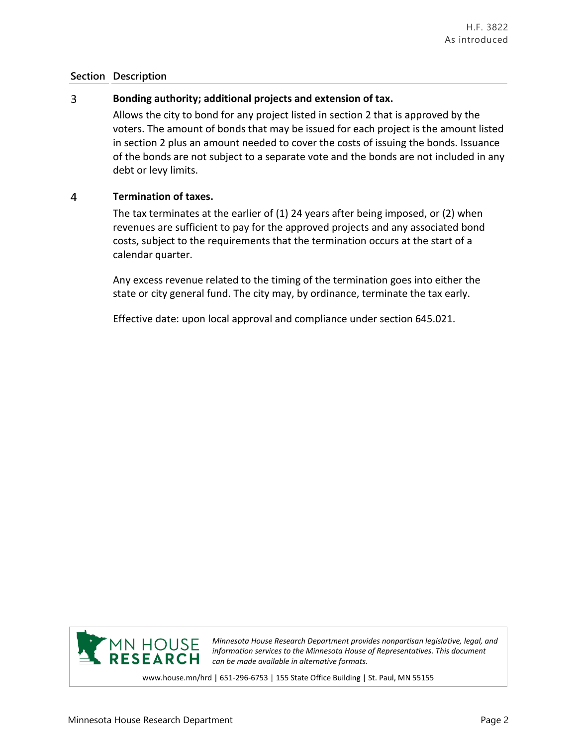| Section | Description |
|---|---|
| 3 | **Bonding authority; additional projects and extension of tax.**<br><br>Allows the city to bond for any project listed in section 2 that is approved by the voters. The amount of bonds that may be issued for each project is the amount listed in section 2 plus an amount needed to cover the costs of issuing the bonds. Issuance of the bonds are not subject to a separate vote and the bonds are not included in any debt or levy limits. |
| 4 | **Termination of taxes.**<br><br>The tax terminates at the earlier of (1) 24 years after being imposed, or (2) when revenues are sufficient to pay for the approved projects and any associated bond costs, subject to the requirements that the termination occurs at the start of a calendar quarter.<br><br>Any excess revenue related to the timing of the termination goes into either the state or city general fund. The city may, by ordinance, terminate the tax early.<br><br>Effective date: upon local approval and compliance under section 645.021. |

MN HOUSE RESEARCH

*Minnesota House Research Department provides nonpartisan legislative, legal, and information services to the Minnesota House of Representatives. This document can be made available in alternative formats.*

www.house.mn/hrd | 651-296-6753 | 155 State Office Building | St. Paul, MN 55155